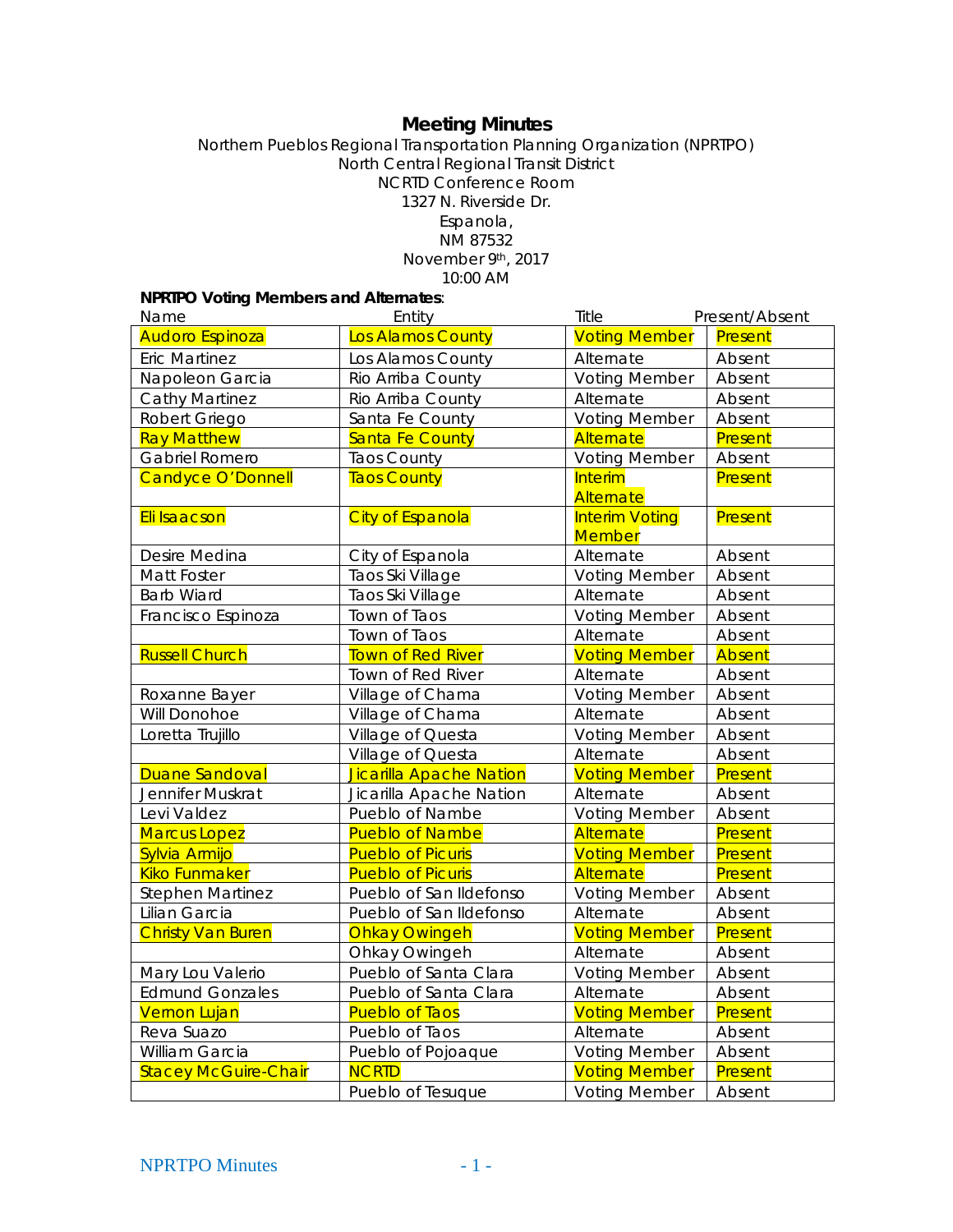# Meeting Minutes

Northern Pueblos Regional Transportation Planning Organization (NPRTPO)
North Central Regional Transit District
NCRTD Conference Room
1327 N. Riverside Dr.
Espanola,
NM 87532
November 9th, 2017
10:00 AM

**NPRTPO Voting Members and Alternates**:

| Name | Entity | Title | Present/Absent |
|---|---|---|---|
| Audoro Espinoza | Los Alamos County | Voting Member | Present |
| Eric Martinez | Los Alamos County | Alternate | Absent |
| Napoleon Garcia | Rio Arriba County | Voting Member | Absent |
| Cathy Martinez | Rio Arriba County | Alternate | Absent |
| Robert Griego | Santa Fe County | Voting Member | Absent |
| Ray Matthew | Santa Fe County | Alternate | Present |
| Gabriel Romero | Taos County | Voting Member | Absent |
| Candyce O'Donnell | Taos County | Interim Alternate | Present |
| Eli Isaacson | City of Espanola | Interim Voting Member | Present |
| Desire Medina | City of Espanola | Alternate | Absent |
| Matt Foster | Taos Ski Village | Voting Member | Absent |
| Barb Wiard | Taos Ski Village | Alternate | Absent |
| Francisco Espinoza | Town of Taos | Voting Member | Absent |
| | Town of Taos | Alternate | Absent |
| Russell Church | Town of Red River | Voting Member | Absent |
| | Town of Red River | Alternate | Absent |
| Roxanne Bayer | Village of Chama | Voting Member | Absent |
| Will Donohoe | Village of Chama | Alternate | Absent |
| Loretta Trujillo | Village of Questa | Voting Member | Absent |
| | Village of Questa | Alternate | Absent |
| Duane Sandoval | Jicarilla Apache Nation | Voting Member | Present |
| Jennifer Muskrat | Jicarilla Apache Nation | Alternate | Absent |
| Levi Valdez | Pueblo of Nambe | Voting Member | Absent |
| Marcus Lopez | Pueblo of Nambe | Alternate | Present |
| Sylvia Armijo | Pueblo of Picuris | Voting Member | Present |
| Kiko Funmaker | Pueblo of Picuris | Alternate | Present |
| Stephen Martinez | Pueblo of San Ildefonso | Voting Member | Absent |
| Lilian Garcia | Pueblo of San Ildefonso | Alternate | Absent |
| Christy Van Buren | Ohkay Owingeh | Voting Member | Present |
| | Ohkay Owingeh | Alternate | Absent |
| Mary Lou Valerio | Pueblo of Santa Clara | Voting Member | Absent |
| Edmund Gonzales | Pueblo of Santa Clara | Alternate | Absent |
| Vernon Lujan | Pueblo of Taos | Voting Member | Present |
| Reva Suazo | Pueblo of Taos | Alternate | Absent |
| William Garcia | Pueblo of Pojoaque | Voting Member | Absent |
| Stacey McGuire-Chair | NCRTD | Voting Member | Present |
| | Pueblo of Tesuque | Voting Member | Absent |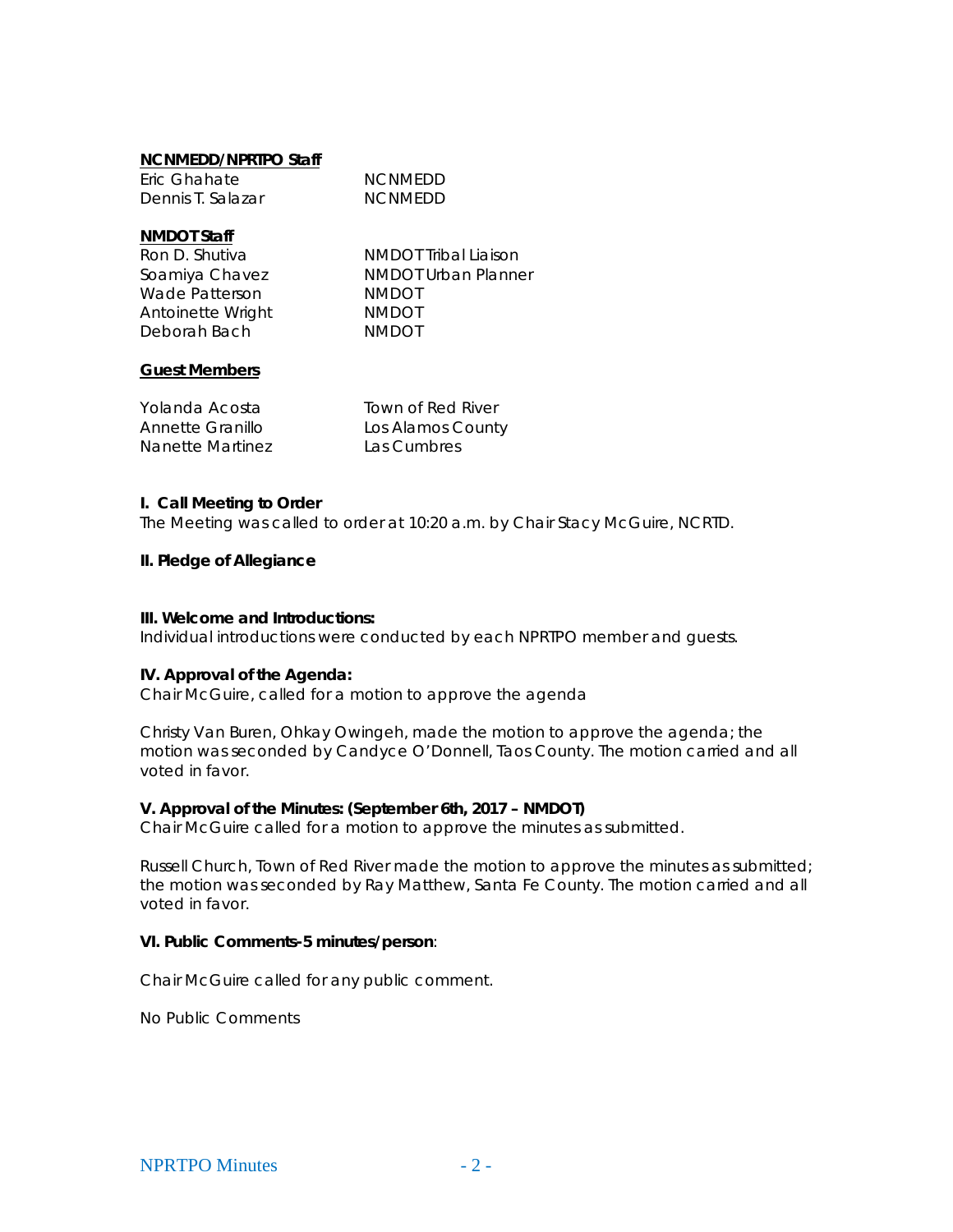**NCNMEDD/NPRTPO Staff**

| | |
|---|---|
| Eric Ghahate | NCNMEDD |
| Dennis T. Salazar | NCNMEDD |

**NMDOT Staff**

| | |
|---|---|
| Ron D. Shutiva | NMDOT Tribal Liaison |
| Soamiya Chavez | NMDOT Urban Planner |
| Wade Patterson | NMDOT |
| Antoinette Wright | NMDOT |
| Deborah Bach | NMDOT |

**Guest Members**

| | |
|---|---|
| Yolanda Acosta | Town of Red River |
| Annette Granillo | Los Alamos County |
| Nanette Martinez | Las Cumbres |

**I. Call Meeting to Order**
The Meeting was called to order at 10:20 a.m. by Chair Stacy McGuire, NCRTD.

**II. Pledge of Allegiance**

**III. Welcome and Introductions:**
Individual introductions were conducted by each NPRTPO member and guests.

**IV. Approval of the Agenda:**
Chair McGuire, called for a motion to approve the agenda

Christy Van Buren, Ohkay Owingeh, made the motion to approve the agenda; the motion was seconded by Candyce O'Donnell, Taos County. The motion carried and all voted in favor.

**V. Approval of the Minutes: (September 6th, 2017 – NMDOT)**
Chair McGuire called for a motion to approve the minutes as submitted.

Russell Church, Town of Red River made the motion to approve the minutes as submitted; the motion was seconded by Ray Matthew, Santa Fe County. The motion carried and all voted in favor.

**VI. Public Comments-5 minutes/person**:

Chair McGuire called for any public comment.

No Public Comments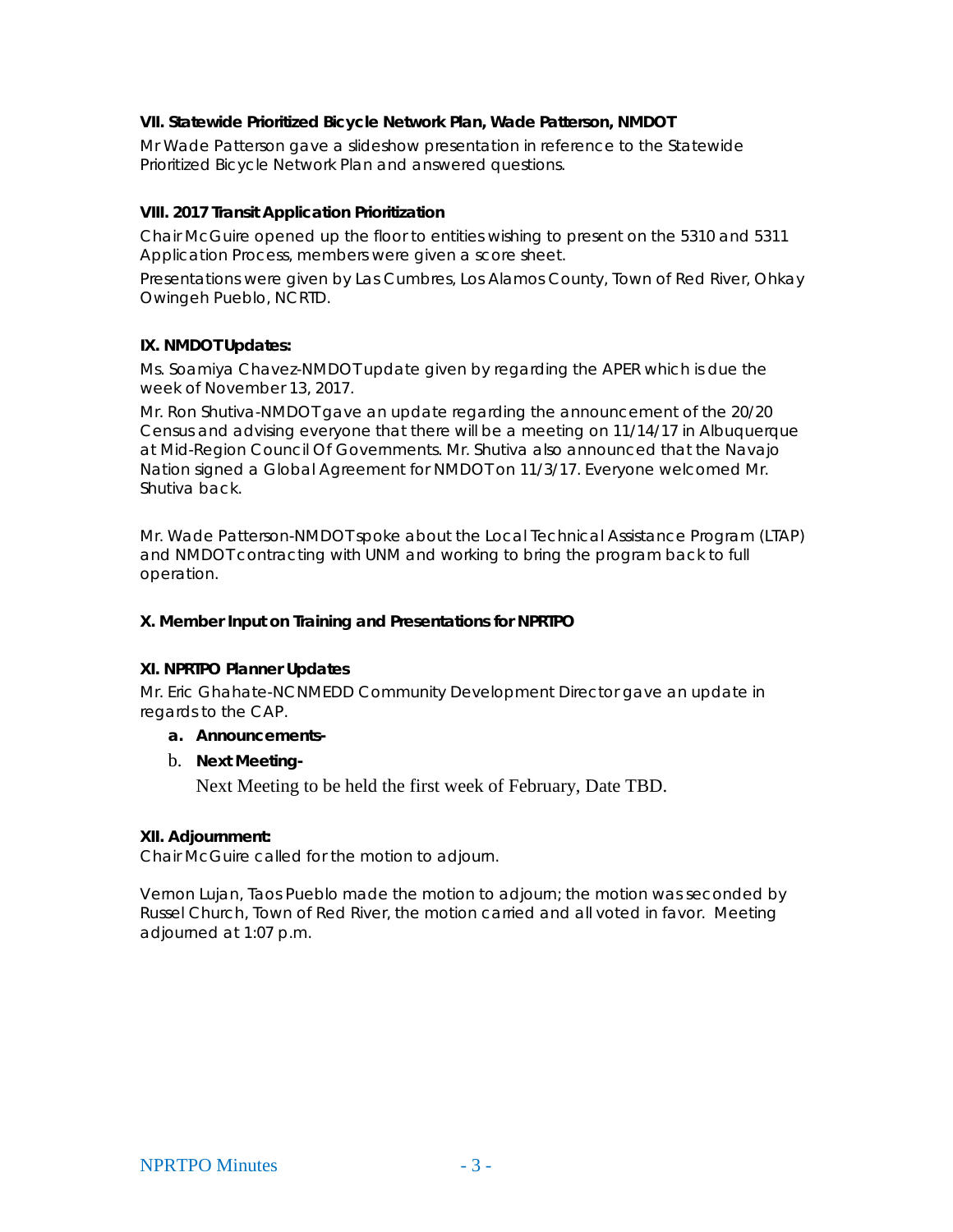**VII. Statewide Prioritized Bicycle Network Plan, Wade Patterson, NMDOT**

Mr Wade Patterson gave a slideshow presentation in reference to the Statewide Prioritized Bicycle Network Plan and answered questions.

**VIII. 2017 Transit Application Prioritization**

Chair McGuire opened up the floor to entities wishing to present on the 5310 and 5311 Application Process, members were given a score sheet.

Presentations were given by Las Cumbres, Los Alamos County, Town of Red River, Ohkay Owingeh Pueblo, NCRTD.

**IX. NMDOT Updates:**

Ms. Soamiya Chavez-NMDOT update given by regarding the APER which is due the week of November 13, 2017.

Mr. Ron Shutiva-NMDOT gave an update regarding the announcement of the 20/20 Census and advising everyone that there will be a meeting on 11/14/17 in Albuquerque at Mid-Region Council Of Governments. Mr. Shutiva also announced that the Navajo Nation signed a Global Agreement for NMDOT on 11/3/17. Everyone welcomed Mr. Shutiva back.

Mr. Wade Patterson-NMDOT spoke about the Local Technical Assistance Program (LTAP) and NMDOT contracting with UNM and working to bring the program back to full operation.

**X. Member Input on Training and Presentations for NPRTPO**

**XI. NPRTPO Planner Updates**

Mr. Eric Ghahate-NCNMEDD Community Development Director gave an update in regards to the CAP.

a. **Announcements-**
b. **Next Meeting-**

   Next Meeting to be held the first week of February, Date TBD.

**XII. Adjournment:**

Chair McGuire called for the motion to adjourn.

Vernon Lujan, Taos Pueblo made the motion to adjourn; the motion was seconded by Russel Church, Town of Red River, the motion carried and all voted in favor. Meeting adjourned at 1:07 p.m.